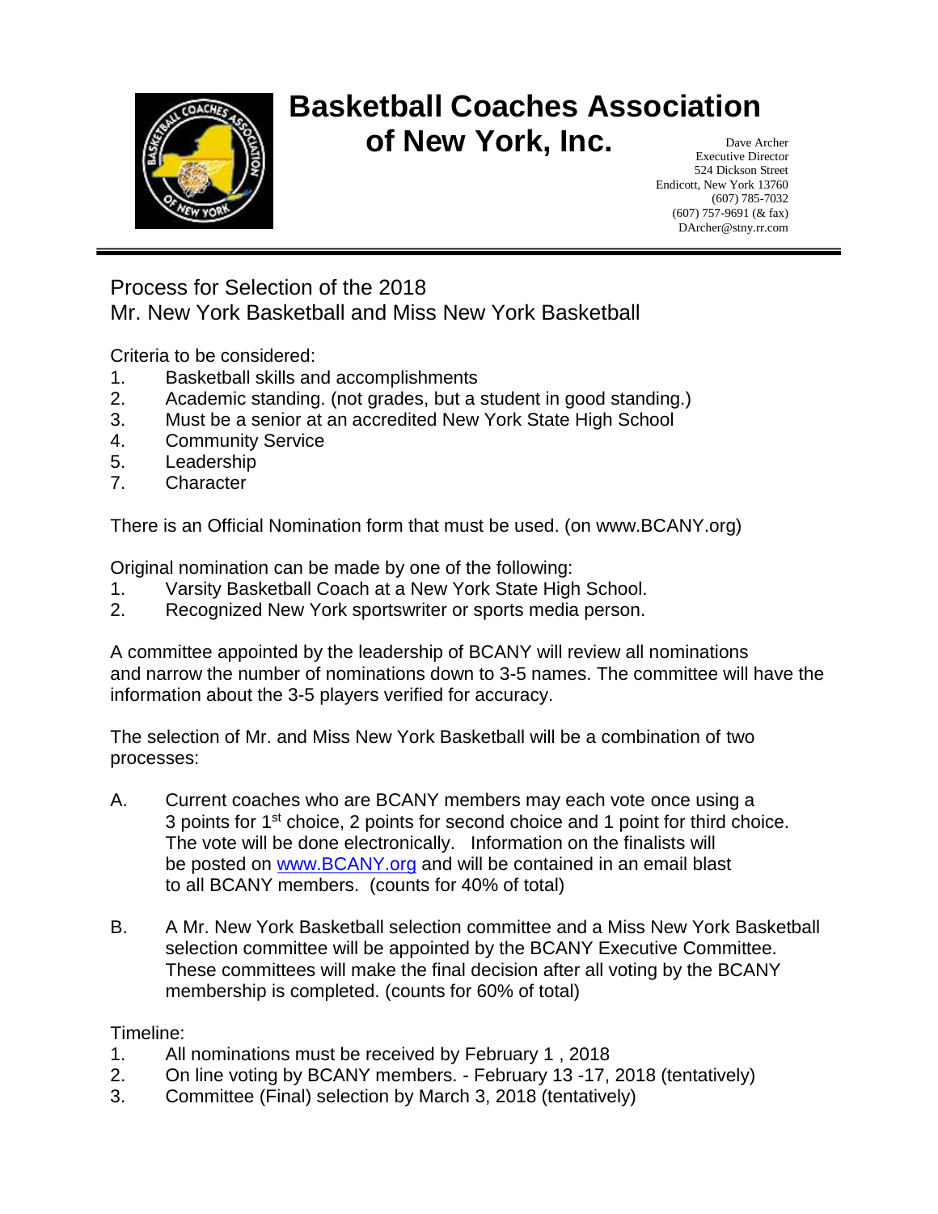# Basketball Coaches Association of New York, Inc.

Dave Archer
Executive Director
524 Dickson Street
Endicott, New York 13760
(607) 785-7032
(607) 757-9691 (& fax)
DArcher@stny.rr.com

---

## Process for Selection of the 2018 Mr. New York Basketball and Miss New York Basketball

Criteria to be considered:

1. Basketball skills and accomplishments
2. Academic standing. (not grades, but a student in good standing.)
3. Must be a senior at an accredited New York State High School
4. Community Service
5. Leadership
7. Character

There is an Official Nomination form that must be used. (on www.BCANY.org)

Original nomination can be made by one of the following:

1. Varsity Basketball Coach at a New York State High School.
2. Recognized New York sportswriter or sports media person.

A committee appointed by the leadership of BCANY will review all nominations and narrow the number of nominations down to 3-5 names. The committee will have the information about the 3-5 players verified for accuracy.

The selection of Mr. and Miss New York Basketball will be a combination of two processes:

A. Current coaches who are BCANY members may each vote once using a 3 points for 1st choice, 2 points for second choice and 1 point for third choice. The vote will be done electronically. Information on the finalists will be posted on www.BCANY.org and will be contained in an email blast to all BCANY members. (counts for 40% of total)

B. A Mr. New York Basketball selection committee and a Miss New York Basketball selection committee will be appointed by the BCANY Executive Committee. These committees will make the final decision after all voting by the BCANY membership is completed. (counts for 60% of total)

Timeline:

1. All nominations must be received by February 1 , 2018
2. On line voting by BCANY members. - February 13 -17, 2018 (tentatively)
3. Committee (Final) selection by March 3, 2018 (tentatively)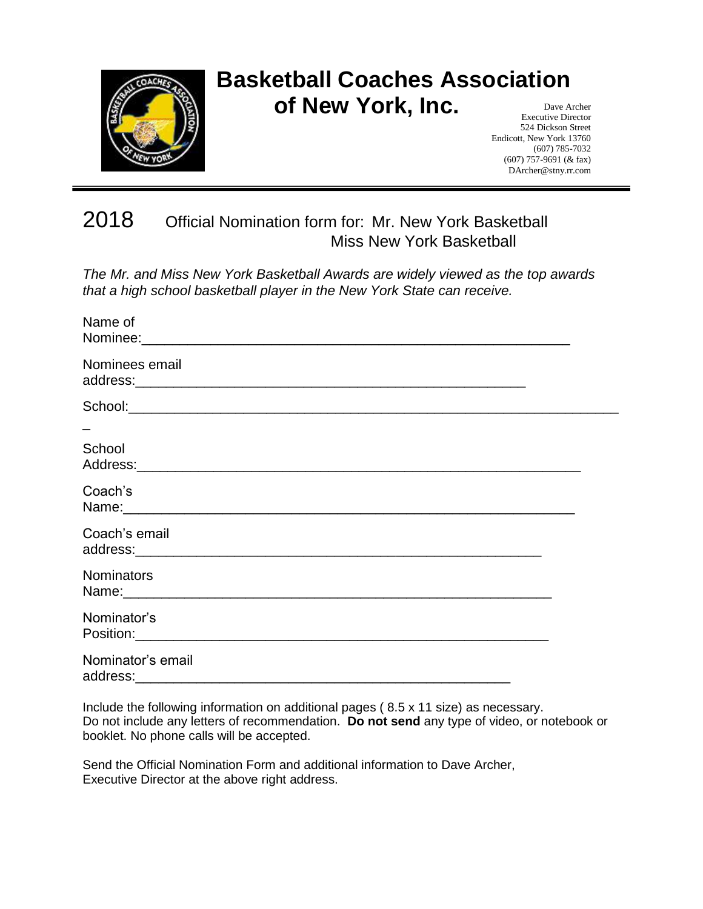# Basketball Coaches Association of New York, Inc.

Dave Archer
Executive Director
524 Dickson Street
Endicott, New York 13760
(607) 785-7032
(607) 757-9691 (& fax)
DArcher@stny.rr.com

---

## 2018 Official Nomination form for: Mr. New York Basketball
## Miss New York Basketball

*The Mr. and Miss New York Basketball Awards are widely viewed as the top awards that a high school basketball player in the New York State can receive.*

Name of Nominee:_______________________________________________________

Nominees email address:__________________________________________________

School:_________________________________________________________________
_

School Address:_________________________________________________________

Coach's Name:__________________________________________________________

Coach's email address:___________________________________________________

Nominators Name:_______________________________________________________

Nominator's Position:____________________________________________________

Nominator's email address:________________________________________________

Include the following information on additional pages ( 8.5 x 11 size) as necessary. Do not include any letters of recommendation. **Do not send** any type of video, or notebook or booklet. No phone calls will be accepted.

Send the Official Nomination Form and additional information to Dave Archer, Executive Director at the above right address.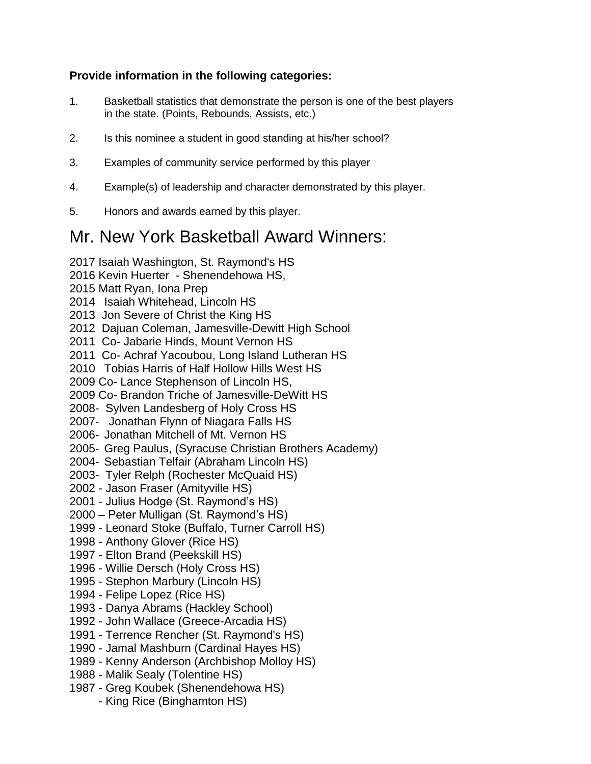**Provide information in the following categories:**

1. Basketball statistics that demonstrate the person is one of the best players in the state. (Points, Rebounds, Assists, etc.)

2. Is this nominee a student in good standing at his/her school?

3. Examples of community service performed by this player

4. Example(s) of leadership and character demonstrated by this player.

5. Honors and awards earned by this player.

# Mr. New York Basketball Award Winners:

2017 Isaiah Washington, St. Raymond's HS
2016 Kevin Huerter - Shenendehowa HS,
2015 Matt Ryan, Iona Prep
2014 Isaiah Whitehead, Lincoln HS
2013 Jon Severe of Christ the King HS
2012 Dajuan Coleman, Jamesville-Dewitt High School
2011 Co- Jabarie Hinds, Mount Vernon HS
2011 Co- Achraf Yacoubou, Long Island Lutheran HS
2010 Tobias Harris of Half Hollow Hills West HS
2009 Co- Lance Stephenson of Lincoln HS,
2009 Co- Brandon Triche of Jamesville-DeWitt HS
2008- Sylven Landesberg of Holy Cross HS
2007- Jonathan Flynn of Niagara Falls HS
2006- Jonathan Mitchell of Mt. Vernon HS
2005- Greg Paulus, (Syracuse Christian Brothers Academy)
2004- Sebastian Telfair (Abraham Lincoln HS)
2003- Tyler Relph (Rochester McQuaid HS)
2002 - Jason Fraser (Amityville HS)
2001 - Julius Hodge (St. Raymond's HS)
2000 – Peter Mulligan (St. Raymond's HS)
1999 - Leonard Stoke (Buffalo, Turner Carroll HS)
1998 - Anthony Glover (Rice HS)
1997 - Elton Brand (Peekskill HS)
1996 - Willie Dersch (Holy Cross HS)
1995 - Stephon Marbury (Lincoln HS)
1994 - Felipe Lopez (Rice HS)
1993 - Danya Abrams (Hackley School)
1992 - John Wallace (Greece-Arcadia HS)
1991 - Terrence Rencher (St. Raymond's HS)
1990 - Jamal Mashburn (Cardinal Hayes HS)
1989 - Kenny Anderson (Archbishop Molloy HS)
1988 - Malik Sealy (Tolentine HS)
1987 - Greg Koubek (Shenendehowa HS)
- King Rice (Binghamton HS)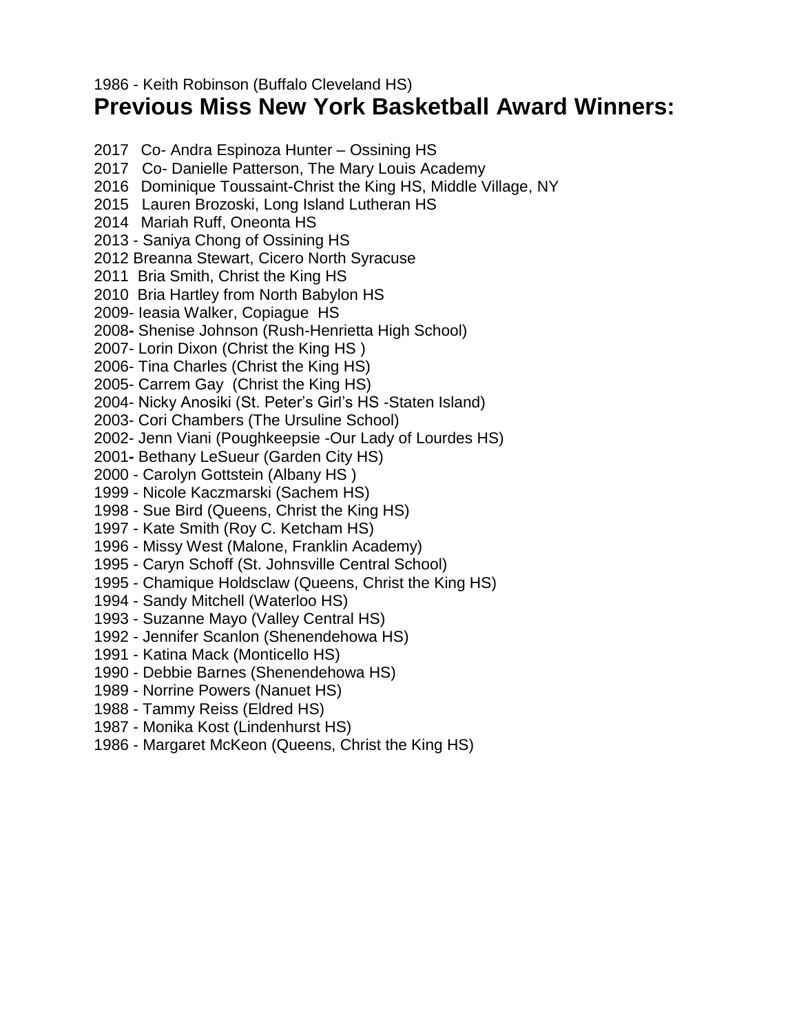1986 - Keith Robinson (Buffalo Cleveland HS)

# Previous Miss New York Basketball Award Winners:

2017 Co- Andra Espinoza Hunter – Ossining HS
2017 Co- Danielle Patterson, The Mary Louis Academy
2016 Dominique Toussaint-Christ the King HS, Middle Village, NY
2015 Lauren Brozoski, Long Island Lutheran HS
2014 Mariah Ruff, Oneonta HS
2013 - Saniya Chong of Ossining HS
2012 Breanna Stewart, Cicero North Syracuse
2011 Bria Smith, Christ the King HS
2010 Bria Hartley from North Babylon HS
2009- Ieasia Walker, Copiague HS
2008**-** Shenise Johnson (Rush-Henrietta High School)
2007- Lorin Dixon (Christ the King HS )
2006- Tina Charles (Christ the King HS)
2005- Carrem Gay (Christ the King HS)
2004- Nicky Anosiki (St. Peter's Girl's HS -Staten Island)
2003- Cori Chambers (The Ursuline School)
2002- Jenn Viani (Poughkeepsie -Our Lady of Lourdes HS)
2001**-** Bethany LeSueur (Garden City HS)
2000 - Carolyn Gottstein (Albany HS )
1999 - Nicole Kaczmarski (Sachem HS)
1998 - Sue Bird (Queens, Christ the King HS)
1997 - Kate Smith (Roy C. Ketcham HS)
1996 - Missy West (Malone, Franklin Academy)
1995 - Caryn Schoff (St. Johnsville Central School)
1995 - Chamique Holdsclaw (Queens, Christ the King HS)
1994 - Sandy Mitchell (Waterloo HS)
1993 - Suzanne Mayo (Valley Central HS)
1992 - Jennifer Scanlon (Shenendehowa HS)
1991 - Katina Mack (Monticello HS)
1990 - Debbie Barnes (Shenendehowa HS)
1989 - Norrine Powers (Nanuet HS)
1988 - Tammy Reiss (Eldred HS)
1987 - Monika Kost (Lindenhurst HS)
1986 - Margaret McKeon (Queens, Christ the King HS)